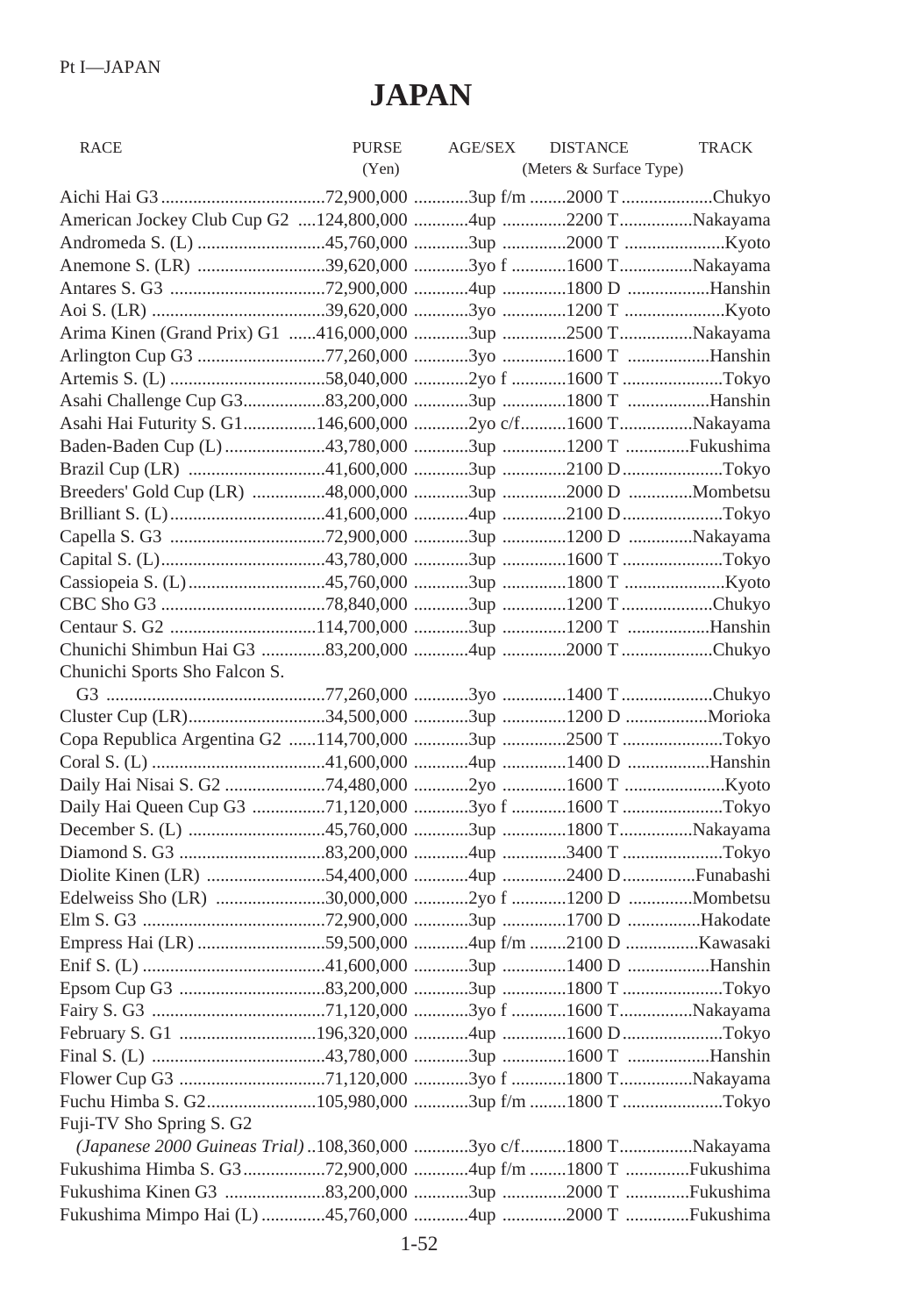# JAPAN

| RACE | PURSE (Yen) | AGE/SEX | DISTANCE (Meters & Surface Type) | TRACK |
|---|---|---|---|---|
| Aichi Hai G3 | 72,900,000 | 3up f/m | 2000 T | Chukyo |
| American Jockey Club Cup G2 | 124,800,000 | 4up | 2200 T | Nakayama |
| Andromeda S. (L) | 45,760,000 | 3up | 2000 T | Kyoto |
| Anemone S. (LR) | 39,620,000 | 3yo f | 1600 T | Nakayama |
| Antares S. G3 | 72,900,000 | 4up | 1800 D | Hanshin |
| Aoi S. (LR) | 39,620,000 | 3yo | 1200 T | Kyoto |
| Arima Kinen (Grand Prix) G1 | 416,000,000 | 3up | 2500 T | Nakayama |
| Arlington Cup G3 | 77,260,000 | 3yo | 1600 T | Hanshin |
| Artemis S. (L) | 58,040,000 | 2yo f | 1600 T | Tokyo |
| Asahi Challenge Cup G3 | 83,200,000 | 3up | 1800 T | Hanshin |
| Asahi Hai Futurity S. G1 | 146,600,000 | 2yo c/f | 1600 T | Nakayama |
| Baden-Baden Cup (L) | 43,780,000 | 3up | 1200 T | Fukushima |
| Brazil Cup (LR) | 41,600,000 | 3up | 2100 D | Tokyo |
| Breeders' Gold Cup (LR) | 48,000,000 | 3up | 2000 D | Mombetsu |
| Brilliant S. (L) | 41,600,000 | 4up | 2100 D | Tokyo |
| Capella S. G3 | 72,900,000 | 3up | 1200 D | Nakayama |
| Capital S. (L) | 43,780,000 | 3up | 1600 T | Tokyo |
| Cassiopeia S. (L) | 45,760,000 | 3up | 1800 T | Kyoto |
| CBC Sho G3 | 78,840,000 | 3up | 1200 T | Chukyo |
| Centaur S. G2 | 114,700,000 | 3up | 1200 T | Hanshin |
| Chunichi Shimbun Hai G3 | 83,200,000 | 4up | 2000 T | Chukyo |
| Chunichi Sports Sho Falcon S. G3 | 77,260,000 | 3yo | 1400 T | Chukyo |
| Cluster Cup (LR) | 34,500,000 | 3up | 1200 D | Morioka |
| Copa Republica Argentina G2 | 114,700,000 | 3up | 2500 T | Tokyo |
| Coral S. (L) | 41,600,000 | 4up | 1400 D | Hanshin |
| Daily Hai Nisai S. G2 | 74,480,000 | 2yo | 1600 T | Kyoto |
| Daily Hai Queen Cup G3 | 71,120,000 | 3yo f | 1600 T | Tokyo |
| December S. (L) | 45,760,000 | 3up | 1800 T | Nakayama |
| Diamond S. G3 | 83,200,000 | 4up | 3400 T | Tokyo |
| Diolite Kinen (LR) | 54,400,000 | 4up | 2400 D | Funabashi |
| Edelweiss Sho (LR) | 30,000,000 | 2yo f | 1200 D | Mombetsu |
| Elm S. G3 | 72,900,000 | 3up | 1700 D | Hakodate |
| Empress Hai (LR) | 59,500,000 | 4up f/m | 2100 D | Kawasaki |
| Enif S. (L) | 41,600,000 | 3up | 1400 D | Hanshin |
| Epsom Cup G3 | 83,200,000 | 3up | 1800 T | Tokyo |
| Fairy S. G3 | 71,120,000 | 3yo f | 1600 T | Nakayama |
| February S. G1 | 196,320,000 | 4up | 1600 D | Tokyo |
| Final S. (L) | 43,780,000 | 3up | 1600 T | Hanshin |
| Flower Cup G3 | 71,120,000 | 3yo f | 1800 T | Nakayama |
| Fuchu Himba S. G2 | 105,980,000 | 3up f/m | 1800 T | Tokyo |
| Fuji-TV Sho Spring S. G2 *(Japanese 2000 Guineas Trial)* | 108,360,000 | 3yo c/f | 1800 T | Nakayama |
| Fukushima Himba S. G3 | 72,900,000 | 4up f/m | 1800 T | Fukushima |
| Fukushima Kinen G3 | 83,200,000 | 3up | 2000 T | Fukushima |
| Fukushima Mimpo Hai (L) | 45,760,000 | 4up | 2000 T | Fukushima |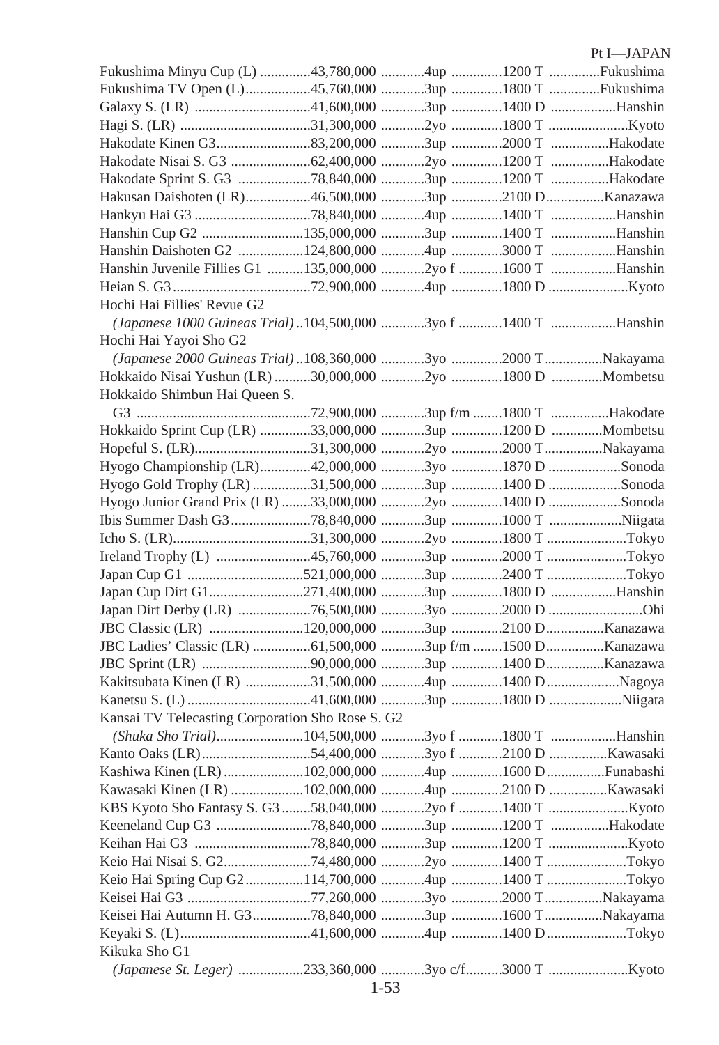| Race | Prize | Age | Distance | Course |
|---|---|---|---|---|
| Fukushima Minyu Cup (L) | 43,780,000 | 4up | 1200 T | Fukushima |
| Fukushima TV Open (L) | 45,760,000 | 3up | 1800 T | Fukushima |
| Galaxy S. (LR) | 41,600,000 | 3up | 1400 D | Hanshin |
| Hagi S. (LR) | 31,300,000 | 2yo | 1800 T | Kyoto |
| Hakodate Kinen G3 | 83,200,000 | 3up | 2000 T | Hakodate |
| Hakodate Nisai S. G3 | 62,400,000 | 2yo | 1200 T | Hakodate |
| Hakodate Sprint S. G3 | 78,840,000 | 3up | 1200 T | Hakodate |
| Hakusan Daishoten (LR) | 46,500,000 | 3up | 2100 D | Kanazawa |
| Hankyu Hai G3 | 78,840,000 | 4up | 1400 T | Hanshin |
| Hanshin Cup G2 | 135,000,000 | 3up | 1400 T | Hanshin |
| Hanshin Daishoten G2 | 124,800,000 | 4up | 3000 T | Hanshin |
| Hanshin Juvenile Fillies G1 | 135,000,000 | 2yo f | 1600 T | Hanshin |
| Heian S. G3 | 72,900,000 | 4up | 1800 D | Kyoto |
| Hochi Hai Fillies' Revue G2 *(Japanese 1000 Guineas Trial)* | 104,500,000 | 3yo f | 1400 T | Hanshin |
| Hochi Hai Yayoi Sho G2 *(Japanese 2000 Guineas Trial)* | 108,360,000 | 3yo | 2000 T | Nakayama |
| Hokkaido Nisai Yushun (LR) | 30,000,000 | 2yo | 1800 D | Mombetsu |
| Hokkaido Shimbun Hai Queen S. G3 | 72,900,000 | 3up f/m | 1800 T | Hakodate |
| Hokkaido Sprint Cup (LR) | 33,000,000 | 3up | 1200 D | Mombetsu |
| Hopeful S. (LR) | 31,300,000 | 2yo | 2000 T | Nakayama |
| Hyogo Championship (LR) | 42,000,000 | 3yo | 1870 D | Sonoda |
| Hyogo Gold Trophy (LR) | 31,500,000 | 3up | 1400 D | Sonoda |
| Hyogo Junior Grand Prix (LR) | 33,000,000 | 2yo | 1400 D | Sonoda |
| Ibis Summer Dash G3 | 78,840,000 | 3up | 1000 T | Niigata |
| Icho S. (LR) | 31,300,000 | 2yo | 1800 T | Tokyo |
| Ireland Trophy (L) | 45,760,000 | 3up | 2000 T | Tokyo |
| Japan Cup G1 | 521,000,000 | 3up | 2400 T | Tokyo |
| Japan Cup Dirt G1 | 271,400,000 | 3up | 1800 D | Hanshin |
| Japan Dirt Derby (LR) | 76,500,000 | 3yo | 2000 D | Ohi |
| JBC Classic (LR) | 120,000,000 | 3up | 2100 D | Kanazawa |
| JBC Ladies' Classic (LR) | 61,500,000 | 3up f/m | 1500 D | Kanazawa |
| JBC Sprint (LR) | 90,000,000 | 3up | 1400 D | Kanazawa |
| Kakitsubata Kinen (LR) | 31,500,000 | 4up | 1400 D | Nagoya |
| Kanetsu S. (L) | 41,600,000 | 3up | 1800 D | Niigata |
| Kansai TV Telecasting Corporation Sho Rose S. G2 *(Shuka Sho Trial)* | 104,500,000 | 3yo f | 1800 T | Hanshin |
| Kanto Oaks (LR) | 54,400,000 | 3yo f | 2100 D | Kawasaki |
| Kashiwa Kinen (LR) | 102,000,000 | 4up | 1600 D | Funabashi |
| Kawasaki Kinen (LR) | 102,000,000 | 4up | 2100 D | Kawasaki |
| KBS Kyoto Sho Fantasy S. G3 | 58,040,000 | 2yo f | 1400 T | Kyoto |
| Keeneland Cup G3 | 78,840,000 | 3up | 1200 T | Hakodate |
| Keihan Hai G3 | 78,840,000 | 3up | 1200 T | Kyoto |
| Keio Hai Nisai S. G2 | 74,480,000 | 2yo | 1400 T | Tokyo |
| Keio Hai Spring Cup G2 | 114,700,000 | 4up | 1400 T | Tokyo |
| Keisei Hai G3 | 77,260,000 | 3yo | 2000 T | Nakayama |
| Keisei Hai Autumn H. G3 | 78,840,000 | 3up | 1600 T | Nakayama |
| Keyaki S. (L) | 41,600,000 | 4up | 1400 D | Tokyo |
| Kikuka Sho G1 *(Japanese St. Leger)* | 233,360,000 | 3yo c/f | 3000 T | Kyoto |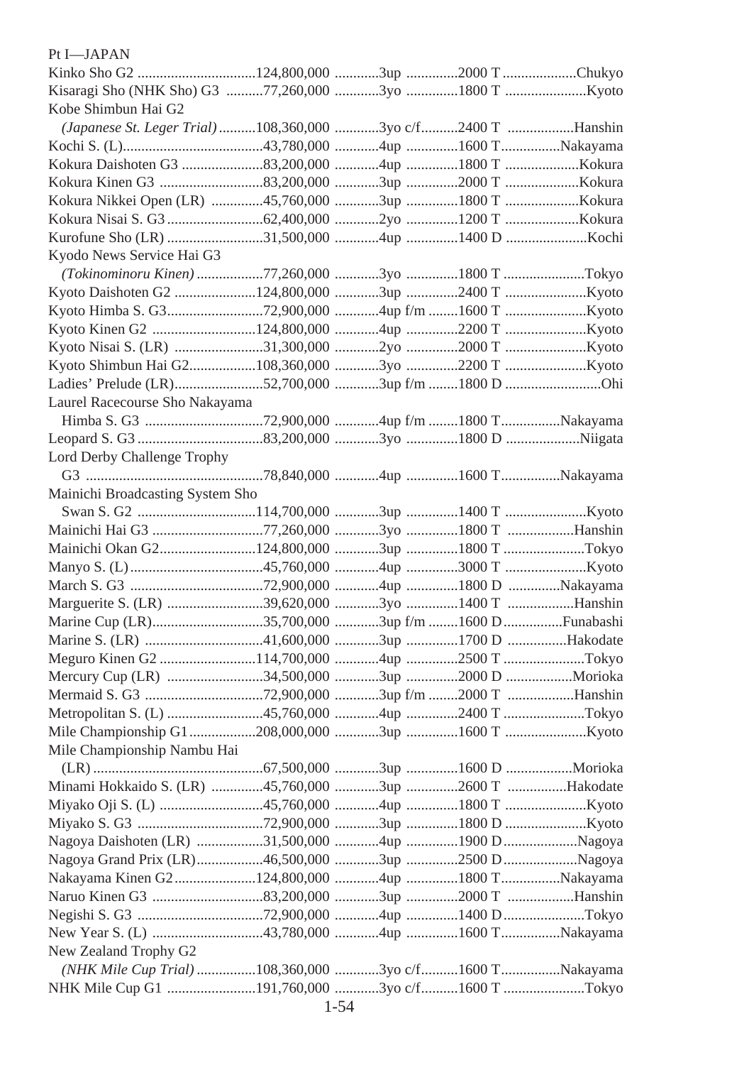Pt I—JAPAN

| Race | Purse | Age/Sex | Distance | Track |
|---|---|---|---|---|
| Kinko Sho G2 | 124,800,000 | 3up | 2000 T | Chukyo |
| Kisaragi Sho (NHK Sho) G3 | 77,260,000 | 3yo | 1800 T | Kyoto |
| Kobe Shimbun Hai G2 *(Japanese St. Leger Trial)* | 108,360,000 | 3yo c/f | 2400 T | Hanshin |
| Kochi S. (L) | 43,780,000 | 4up | 1600 T | Nakayama |
| Kokura Daishoten G3 | 83,200,000 | 4up | 1800 T | Kokura |
| Kokura Kinen G3 | 83,200,000 | 3up | 2000 T | Kokura |
| Kokura Nikkei Open (LR) | 45,760,000 | 3up | 1800 T | Kokura |
| Kokura Nisai S. G3 | 62,400,000 | 2yo | 1200 T | Kokura |
| Kurofune Sho (LR) | 31,500,000 | 4up | 1400 D | Kochi |
| Kyodo News Service Hai G3 *(Tokinominoru Kinen)* | 77,260,000 | 3yo | 1800 T | Tokyo |
| Kyoto Daishoten G2 | 124,800,000 | 3up | 2400 T | Kyoto |
| Kyoto Himba S. G3 | 72,900,000 | 4up f/m | 1600 T | Kyoto |
| Kyoto Kinen G2 | 124,800,000 | 4up | 2200 T | Kyoto |
| Kyoto Nisai S. (LR) | 31,300,000 | 2yo | 2000 T | Kyoto |
| Kyoto Shimbun Hai G2 | 108,360,000 | 3yo | 2200 T | Kyoto |
| Ladies' Prelude (LR) | 52,700,000 | 3up f/m | 1800 D | Ohi |
| Laurel Racecourse Sho Nakayama Himba S. G3 | 72,900,000 | 4up f/m | 1800 T | Nakayama |
| Leopard S. G3 | 83,200,000 | 3yo | 1800 D | Niigata |
| Lord Derby Challenge Trophy G3 | 78,840,000 | 4up | 1600 T | Nakayama |
| Mainichi Broadcasting System Sho Swan S. G2 | 114,700,000 | 3up | 1400 T | Kyoto |
| Mainichi Hai G3 | 77,260,000 | 3yo | 1800 T | Hanshin |
| Mainichi Okan G2 | 124,800,000 | 3up | 1800 T | Tokyo |
| Manyo S. (L) | 45,760,000 | 4up | 3000 T | Kyoto |
| March S. G3 | 72,900,000 | 4up | 1800 D | Nakayama |
| Marguerite S. (LR) | 39,620,000 | 3yo | 1400 T | Hanshin |
| Marine Cup (LR) | 35,700,000 | 3up f/m | 1600 D | Funabashi |
| Marine S. (LR) | 41,600,000 | 3up | 1700 D | Hakodate |
| Meguro Kinen G2 | 114,700,000 | 4up | 2500 T | Tokyo |
| Mercury Cup (LR) | 34,500,000 | 3up | 2000 D | Morioka |
| Mermaid S. G3 | 72,900,000 | 3up f/m | 2000 T | Hanshin |
| Metropolitan S. (L) | 45,760,000 | 4up | 2400 T | Tokyo |
| Mile Championship G1 | 208,000,000 | 3up | 1600 T | Kyoto |
| Mile Championship Nambu Hai (LR) | 67,500,000 | 3up | 1600 D | Morioka |
| Minami Hokkaido S. (LR) | 45,760,000 | 3up | 2600 T | Hakodate |
| Miyako Oji S. (L) | 45,760,000 | 4up | 1800 T | Kyoto |
| Miyako S. G3 | 72,900,000 | 3up | 1800 D | Kyoto |
| Nagoya Daishoten (LR) | 31,500,000 | 4up | 1900 D | Nagoya |
| Nagoya Grand Prix (LR) | 46,500,000 | 3up | 2500 D | Nagoya |
| Nakayama Kinen G2 | 124,800,000 | 4up | 1800 T | Nakayama |
| Naruo Kinen G3 | 83,200,000 | 3up | 2000 T | Hanshin |
| Negishi S. G3 | 72,900,000 | 4up | 1400 D | Tokyo |
| New Year S. (L) | 43,780,000 | 4up | 1600 T | Nakayama |
| New Zealand Trophy G2 *(NHK Mile Cup Trial)* | 108,360,000 | 3yo c/f | 1600 T | Nakayama |
| NHK Mile Cup G1 | 191,760,000 | 3yo c/f | 1600 T | Tokyo |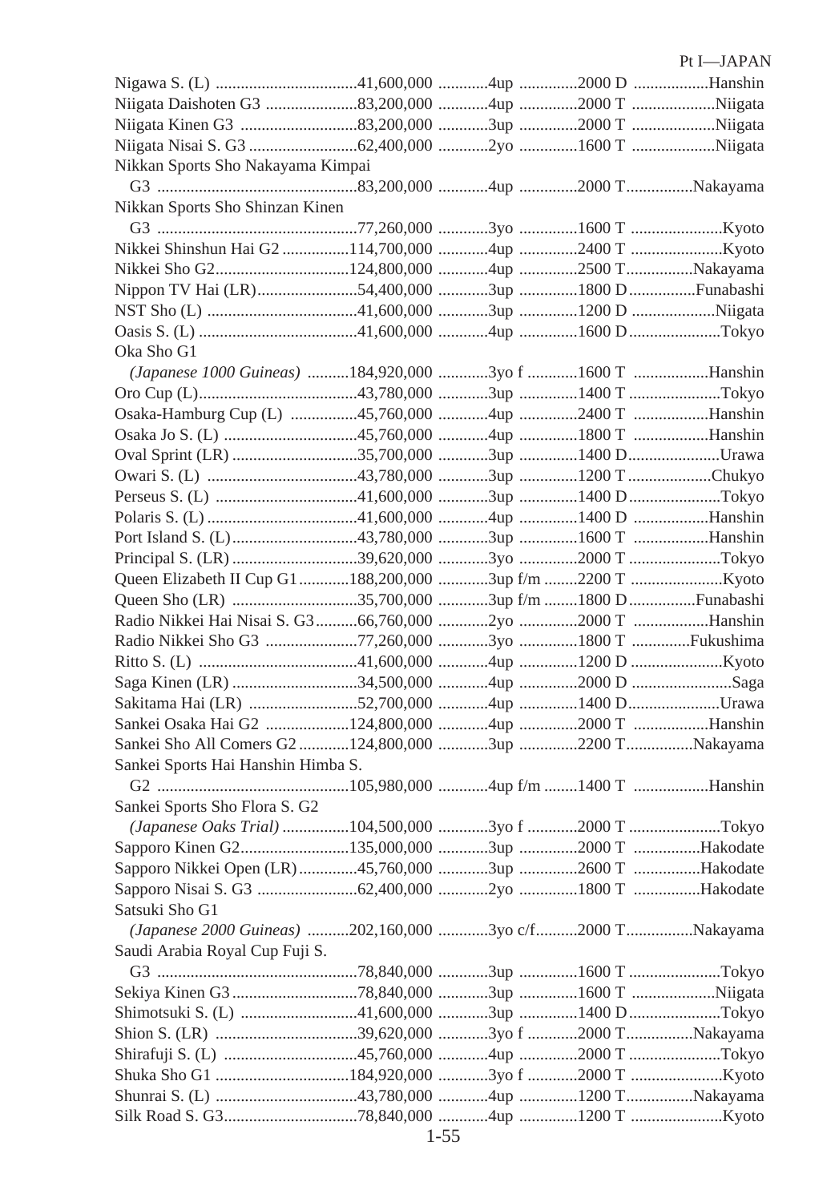| Race | Purse | Age | Distance | Track |
|---|---|---|---|---|
| Nigawa S. (L) | 41,600,000 | 4up | 2000 D | Hanshin |
| Niigata Daishoten G3 | 83,200,000 | 4up | 2000 T | Niigata |
| Niigata Kinen G3 | 83,200,000 | 3up | 2000 T | Niigata |
| Niigata Nisai S. G3 | 62,400,000 | 2yo | 1600 T | Niigata |
| Nikkan Sports Sho Nakayama Kimpai G3 | 83,200,000 | 4up | 2000 T | Nakayama |
| Nikkan Sports Sho Shinzan Kinen G3 | 77,260,000 | 3yo | 1600 T | Kyoto |
| Nikkei Shinshun Hai G2 | 114,700,000 | 4up | 2400 T | Kyoto |
| Nikkei Sho G2 | 124,800,000 | 4up | 2500 T | Nakayama |
| Nippon TV Hai (LR) | 54,400,000 | 3up | 1800 D | Funabashi |
| NST Sho (L) | 41,600,000 | 3up | 1200 D | Niigata |
| Oasis S. (L) | 41,600,000 | 4up | 1600 D | Tokyo |
| Oka Sho G1 *(Japanese 1000 Guineas)* | 184,920,000 | 3yo f | 1600 T | Hanshin |
| Oro Cup (L) | 43,780,000 | 3up | 1400 T | Tokyo |
| Osaka-Hamburg Cup (L) | 45,760,000 | 4up | 2400 T | Hanshin |
| Osaka Jo S. (L) | 45,760,000 | 4up | 1800 T | Hanshin |
| Oval Sprint (LR) | 35,700,000 | 3up | 1400 D | Urawa |
| Owari S. (L) | 43,780,000 | 3up | 1200 T | Chukyo |
| Perseus S. (L) | 41,600,000 | 3up | 1400 D | Tokyo |
| Polaris S. (L) | 41,600,000 | 4up | 1400 D | Hanshin |
| Port Island S. (L) | 43,780,000 | 3up | 1600 T | Hanshin |
| Principal S. (LR) | 39,620,000 | 3yo | 2000 T | Tokyo |
| Queen Elizabeth II Cup G1 | 188,200,000 | 3up f/m | 2200 T | Kyoto |
| Queen Sho (LR) | 35,700,000 | 3up f/m | 1800 D | Funabashi |
| Radio Nikkei Hai Nisai S. G3 | 66,760,000 | 2yo | 2000 T | Hanshin |
| Radio Nikkei Sho G3 | 77,260,000 | 3yo | 1800 T | Fukushima |
| Ritto S. (L) | 41,600,000 | 4up | 1200 D | Kyoto |
| Saga Kinen (LR) | 34,500,000 | 4up | 2000 D | Saga |
| Sakitama Hai (LR) | 52,700,000 | 4up | 1400 D | Urawa |
| Sankei Osaka Hai G2 | 124,800,000 | 4up | 2000 T | Hanshin |
| Sankei Sho All Comers G2 | 124,800,000 | 3up | 2200 T | Nakayama |
| Sankei Sports Hai Hanshin Himba S. G2 | 105,980,000 | 4up f/m | 1400 T | Hanshin |
| Sankei Sports Sho Flora S. G2 *(Japanese Oaks Trial)* | 104,500,000 | 3yo f | 2000 T | Tokyo |
| Sapporo Kinen G2 | 135,000,000 | 3up | 2000 T | Hakodate |
| Sapporo Nikkei Open (LR) | 45,760,000 | 3up | 2600 T | Hakodate |
| Sapporo Nisai S. G3 | 62,400,000 | 2yo | 1800 T | Hakodate |
| Satsuki Sho G1 *(Japanese 2000 Guineas)* | 202,160,000 | 3yo c/f | 2000 T | Nakayama |
| Saudi Arabia Royal Cup Fuji S. G3 | 78,840,000 | 3up | 1600 T | Tokyo |
| Sekiya Kinen G3 | 78,840,000 | 3up | 1600 T | Niigata |
| Shimotsuki S. (L) | 41,600,000 | 3up | 1400 D | Tokyo |
| Shion S. (LR) | 39,620,000 | 3yo f | 2000 T | Nakayama |
| Shirafuji S. (L) | 45,760,000 | 4up | 2000 T | Tokyo |
| Shuka Sho G1 | 184,920,000 | 3yo f | 2000 T | Kyoto |
| Shunrai S. (L) | 43,780,000 | 4up | 1200 T | Nakayama |
| Silk Road S. G3 | 78,840,000 | 4up | 1200 T | Kyoto |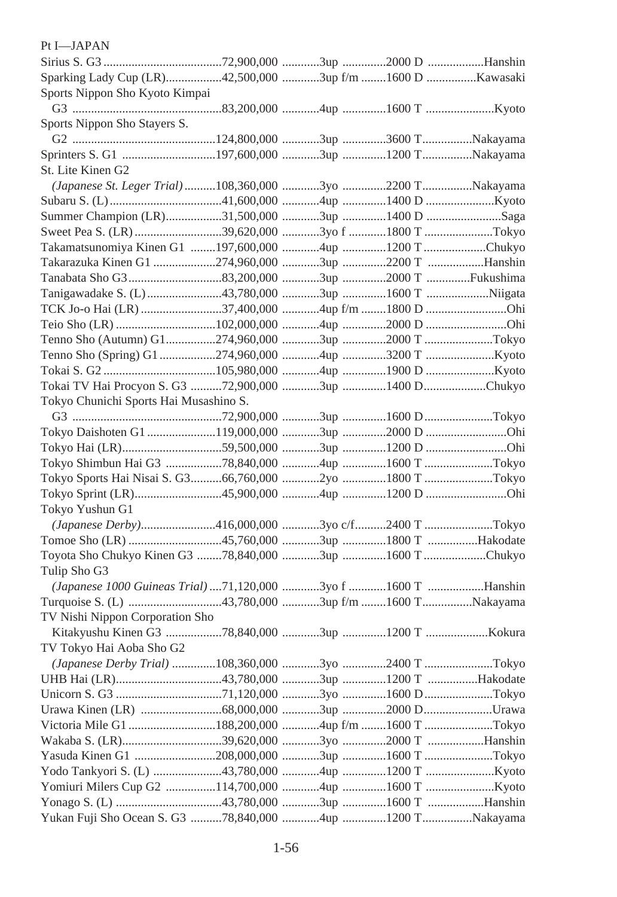Pt I—JAPAN

| Race | Purse | Age | Distance | Track |
|---|---|---|---|---|
| Sirius S. G3 | 72,900,000 | 3up | 2000 D | Hanshin |
| Sparking Lady Cup (LR) | 42,500,000 | 3up f/m | 1600 D | Kawasaki |
| Sports Nippon Sho Kyoto Kimpai G3 | 83,200,000 | 4up | 1600 T | Kyoto |
| Sports Nippon Sho Stayers S. G2 | 124,800,000 | 3up | 3600 T | Nakayama |
| Sprinters S. G1 | 197,600,000 | 3up | 1200 T | Nakayama |
| St. Lite Kinen G2 *(Japanese St. Leger Trial)* | 108,360,000 | 3yo | 2200 T | Nakayama |
| Subaru S. (L) | 41,600,000 | 4up | 1400 D | Kyoto |
| Summer Champion (LR) | 31,500,000 | 3up | 1400 D | Saga |
| Sweet Pea S. (LR) | 39,620,000 | 3yo f | 1800 T | Tokyo |
| Takamatsunomiya Kinen G1 | 197,600,000 | 4up | 1200 T | Chukyo |
| Takarazuka Kinen G1 | 274,960,000 | 3up | 2200 T | Hanshin |
| Tanabata Sho G3 | 83,200,000 | 3up | 2000 T | Fukushima |
| Tanigawadake S. (L) | 43,780,000 | 3up | 1600 T | Niigata |
| TCK Jo-o Hai (LR) | 37,400,000 | 4up f/m | 1800 D | Ohi |
| Teio Sho (LR) | 102,000,000 | 4up | 2000 D | Ohi |
| Tenno Sho (Autumn) G1 | 274,960,000 | 3up | 2000 T | Tokyo |
| Tenno Sho (Spring) G1 | 274,960,000 | 4up | 3200 T | Kyoto |
| Tokai S. G2 | 105,980,000 | 4up | 1900 D | Kyoto |
| Tokai TV Hai Procyon S. G3 | 72,900,000 | 3up | 1400 D | Chukyo |
| Tokyo Chunichi Sports Hai Musashino S. G3 | 72,900,000 | 3up | 1600 D | Tokyo |
| Tokyo Daishoten G1 | 119,000,000 | 3up | 2000 D | Ohi |
| Tokyo Hai (LR) | 59,500,000 | 3up | 1200 D | Ohi |
| Tokyo Shimbun Hai G3 | 78,840,000 | 4up | 1600 T | Tokyo |
| Tokyo Sports Hai Nisai S. G3 | 66,760,000 | 2yo | 1800 T | Tokyo |
| Tokyo Sprint (LR) | 45,900,000 | 4up | 1200 D | Ohi |
| Tokyo Yushun G1 *(Japanese Derby)* | 416,000,000 | 3yo c/f | 2400 T | Tokyo |
| Tomoe Sho (LR) | 45,760,000 | 3up | 1800 T | Hakodate |
| Toyota Sho Chukyo Kinen G3 | 78,840,000 | 3up | 1600 T | Chukyo |
| Tulip Sho G3 *(Japanese 1000 Guineas Trial)* | 71,120,000 | 3yo f | 1600 T | Hanshin |
| Turquoise S. (L) | 43,780,000 | 3up f/m | 1600 T | Nakayama |
| TV Nishi Nippon Corporation Sho Kitakyushu Kinen G3 | 78,840,000 | 3up | 1200 T | Kokura |
| TV Tokyo Hai Aoba Sho G2 *(Japanese Derby Trial)* | 108,360,000 | 3yo | 2400 T | Tokyo |
| UHB Hai (LR) | 43,780,000 | 3up | 1200 T | Hakodate |
| Unicorn S. G3 | 71,120,000 | 3yo | 1600 D | Tokyo |
| Urawa Kinen (LR) | 68,000,000 | 3up | 2000 D | Urawa |
| Victoria Mile G1 | 188,200,000 | 4up f/m | 1600 T | Tokyo |
| Wakaba S. (LR) | 39,620,000 | 3yo | 2000 T | Hanshin |
| Yasuda Kinen G1 | 208,000,000 | 3up | 1600 T | Tokyo |
| Yodo Tankyori S. (L) | 43,780,000 | 4up | 1200 T | Kyoto |
| Yomiuri Milers Cup G2 | 114,700,000 | 4up | 1600 T | Kyoto |
| Yonago S. (L) | 43,780,000 | 3up | 1600 T | Hanshin |
| Yukan Fuji Sho Ocean S. G3 | 78,840,000 | 4up | 1200 T | Nakayama |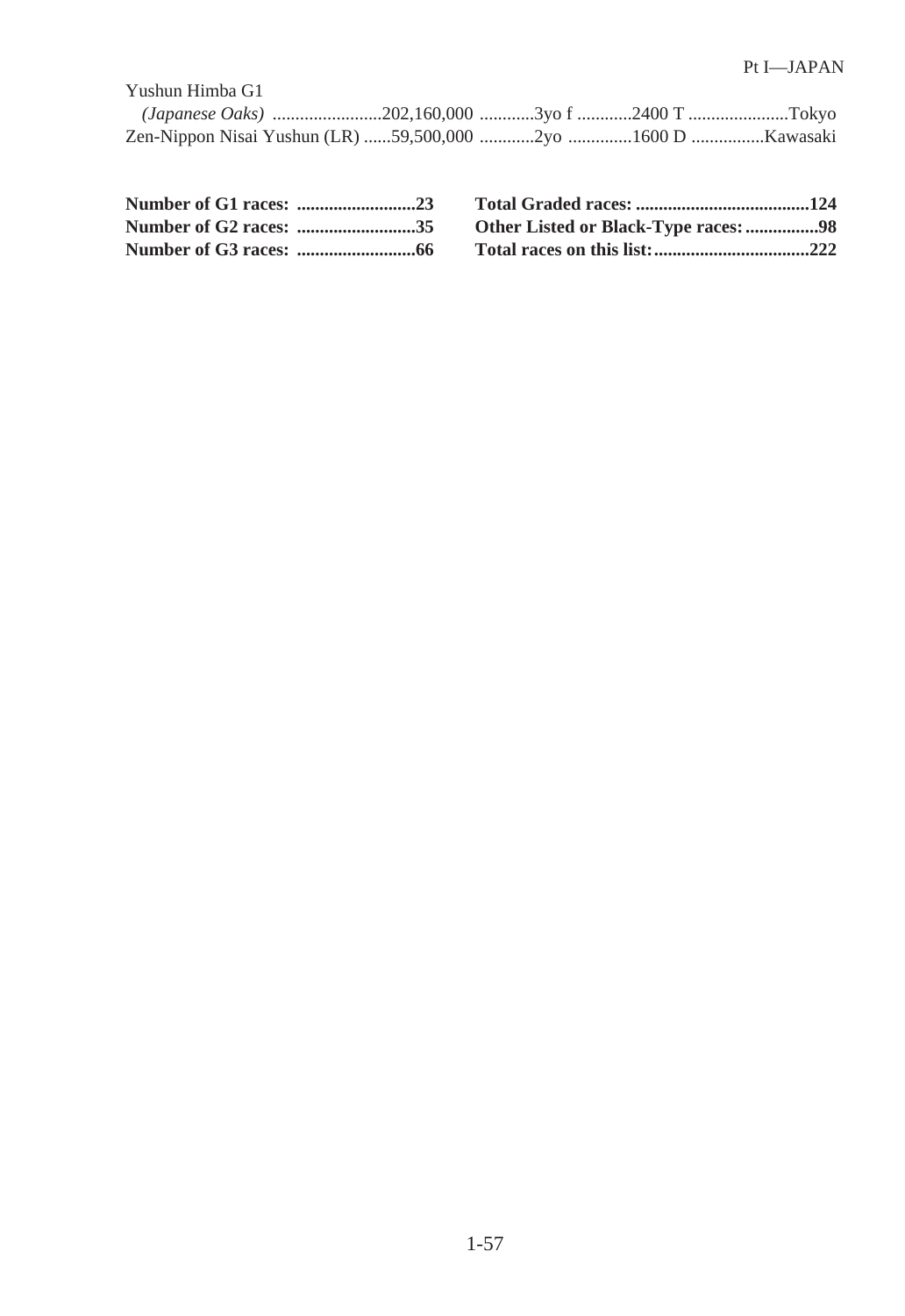| | | | | |
|---|---|---|---|---|
| Yushun Himba G1 *(Japanese Oaks)* | 202,160,000 | 3yo f | 2400 T | Tokyo |
| Zen-Nippon Nisai Yushun (LR) | 59,500,000 | 2yo | 1600 D | Kawasaki |

**Number of G1 races: ..........................23**
**Number of G2 races: ..........................35**
**Number of G3 races: ..........................66**

**Total Graded races: ......................................124**
**Other Listed or Black-Type races: ................98**
**Total races on this list:..................................222**